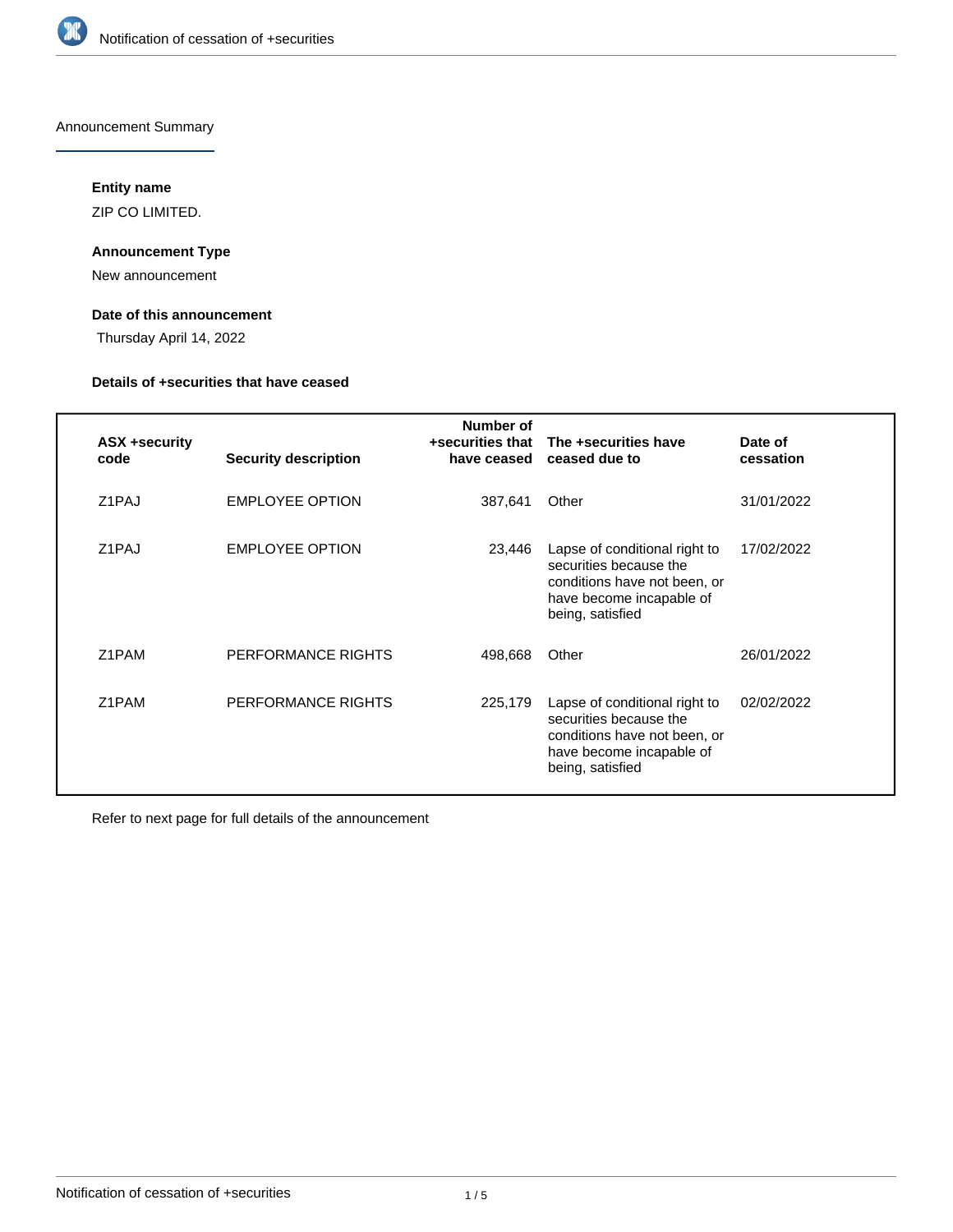Announcement Summary

**Entity name**

ZIP CO LIMITED.

**Announcement Type**

New announcement

**Date of this announcement**

Thursday April 14, 2022

**Details of +securities that have ceased**

| ASX +security code | Security description | Number of +securities that have ceased | The +securities have ceased due to | Date of cessation |
|---|---|---|---|---|
| Z1PAJ | EMPLOYEE OPTION | 387,641 | Other | 31/01/2022 |
| Z1PAJ | EMPLOYEE OPTION | 23,446 | Lapse of conditional right to securities because the conditions have not been, or have become incapable of being, satisfied | 17/02/2022 |
| Z1PAM | PERFORMANCE RIGHTS | 498,668 | Other | 26/01/2022 |
| Z1PAM | PERFORMANCE RIGHTS | 225,179 | Lapse of conditional right to securities because the conditions have not been, or have become incapable of being, satisfied | 02/02/2022 |

Refer to next page for full details of the announcement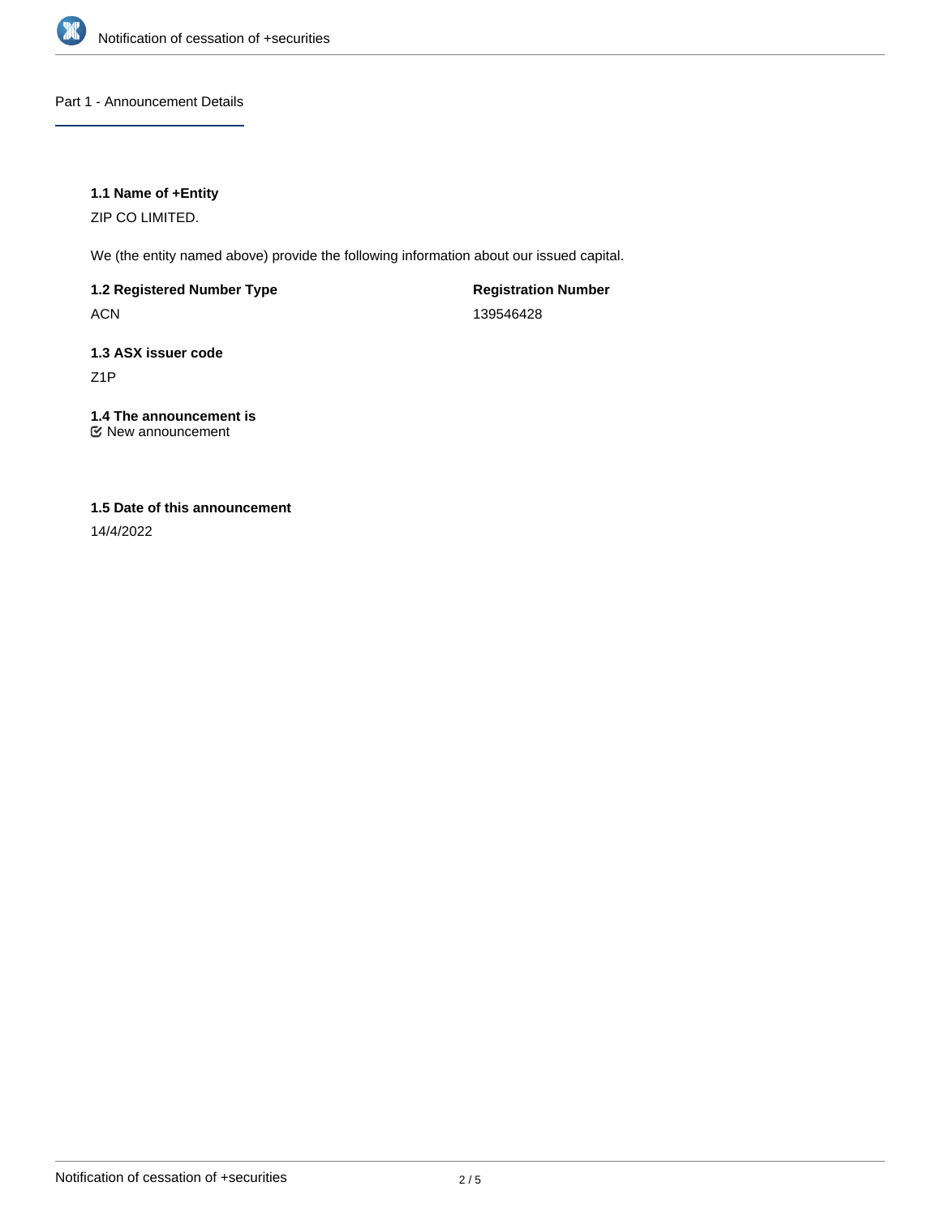## Part 1 - Announcement Details

**1.1 Name of +Entity**

ZIP CO LIMITED.

We (the entity named above) provide the following information about our issued capital.

**1.2 Registered Number Type**

ACN

**Registration Number**

139546428

**1.3 ASX issuer code**

Z1P

**1.4 The announcement is**

New announcement

**1.5 Date of this announcement**

14/4/2022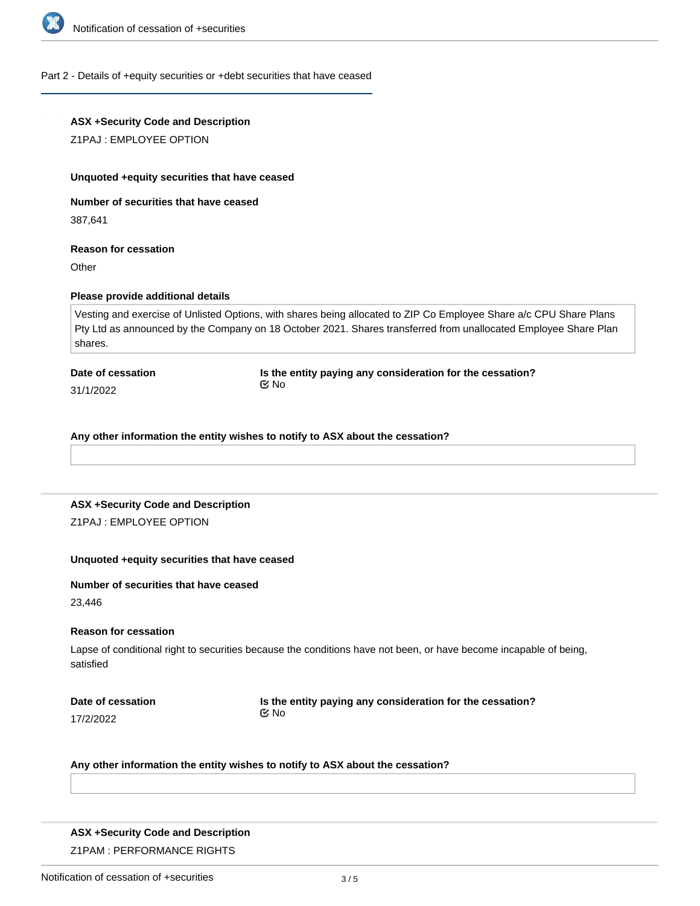## Part 2 - Details of +equity securities or +debt securities that have ceased

**ASX +Security Code and Description**

Z1PAJ : EMPLOYEE OPTION

**Unquoted +equity securities that have ceased**

**Number of securities that have ceased**

387,641

**Reason for cessation**

Other

**Please provide additional details**

Vesting and exercise of Unlisted Options, with shares being allocated to ZIP Co Employee Share a/c CPU Share Plans Pty Ltd as announced by the Company on 18 October 2021. Shares transferred from unallocated Employee Share Plan shares.

**Date of cessation**

31/1/2022

**Is the entity paying any consideration for the cessation?**

No

**Any other information the entity wishes to notify to ASX about the cessation?**

---

**ASX +Security Code and Description**

Z1PAJ : EMPLOYEE OPTION

**Unquoted +equity securities that have ceased**

**Number of securities that have ceased**

23,446

**Reason for cessation**

Lapse of conditional right to securities because the conditions have not been, or have become incapable of being, satisfied

**Date of cessation**

17/2/2022

**Is the entity paying any consideration for the cessation?**

No

**Any other information the entity wishes to notify to ASX about the cessation?**

---

**ASX +Security Code and Description**

Z1PAM : PERFORMANCE RIGHTS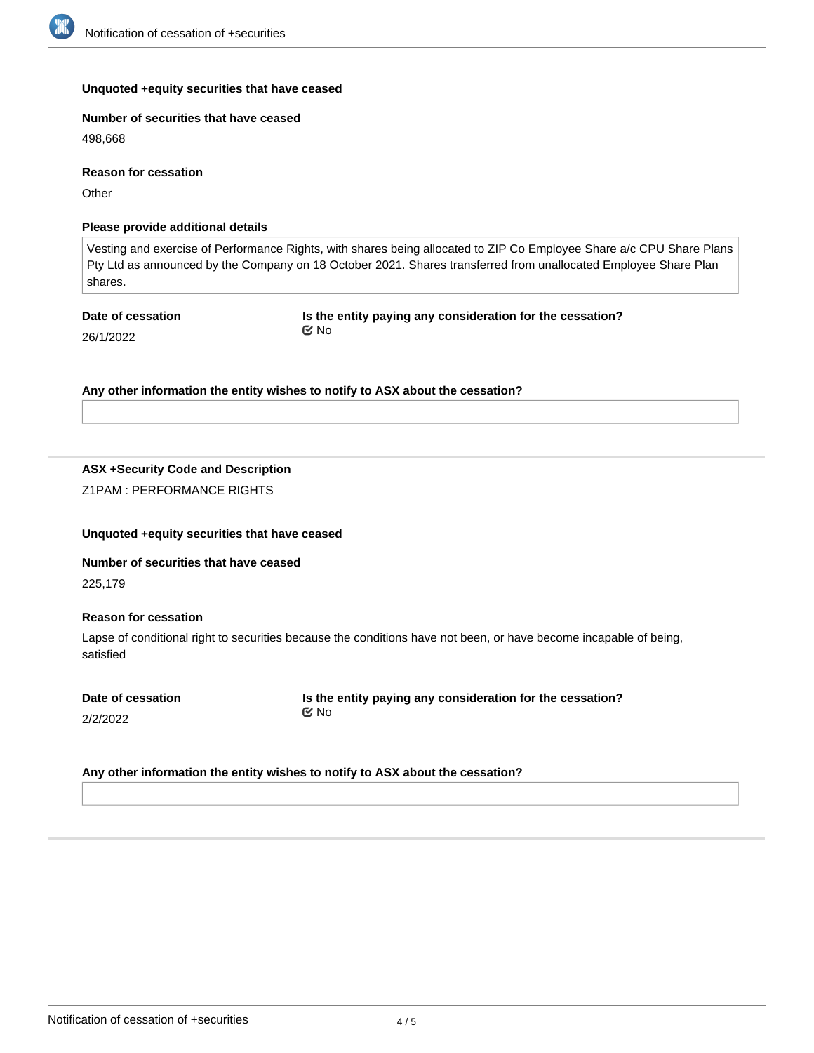**Unquoted +equity securities that have ceased**

**Number of securities that have ceased**

498,668

**Reason for cessation**

Other

**Please provide additional details**

Vesting and exercise of Performance Rights, with shares being allocated to ZIP Co Employee Share a/c CPU Share Plans Pty Ltd as announced by the Company on 18 October 2021. Shares transferred from unallocated Employee Share Plan shares.

**Date of cessation**

26/1/2022

**Is the entity paying any consideration for the cessation?**

No

**Any other information the entity wishes to notify to ASX about the cessation?**

---

**ASX +Security Code and Description**

Z1PAM : PERFORMANCE RIGHTS

**Unquoted +equity securities that have ceased**

**Number of securities that have ceased**

225,179

**Reason for cessation**

Lapse of conditional right to securities because the conditions have not been, or have become incapable of being, satisfied

**Date of cessation**

2/2/2022

**Is the entity paying any consideration for the cessation?**

No

**Any other information the entity wishes to notify to ASX about the cessation?**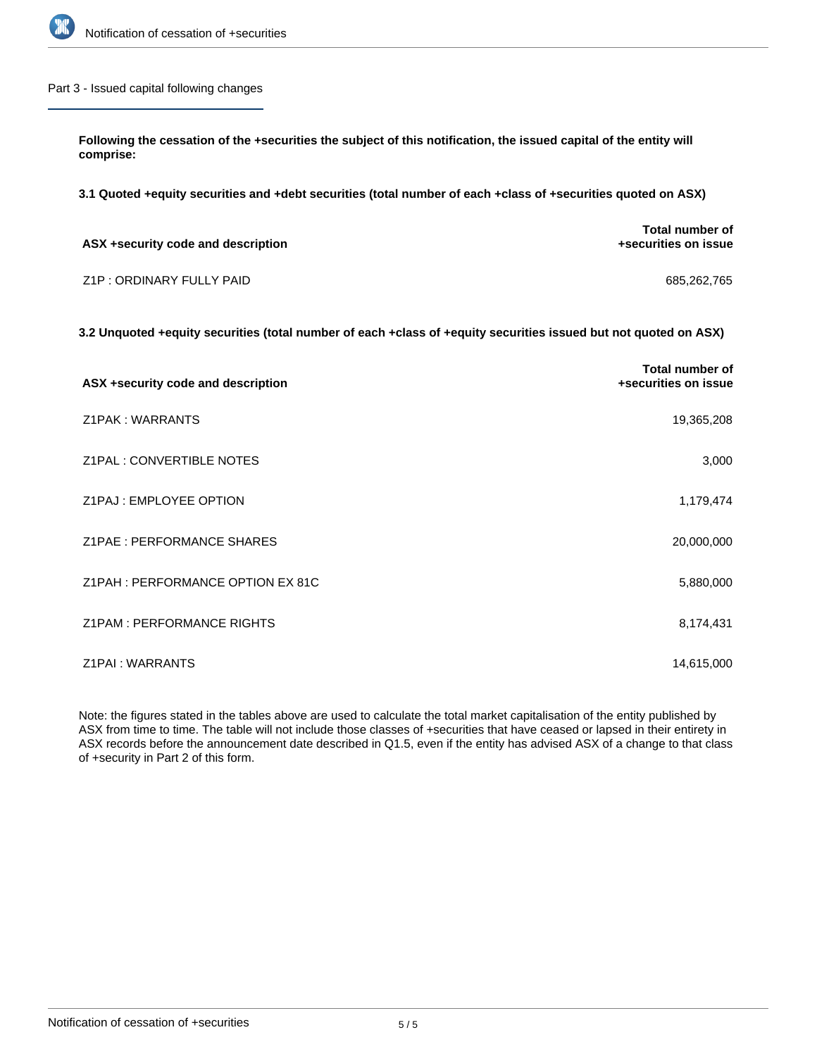## Part 3 - Issued capital following changes

**Following the cessation of the +securities the subject of this notification, the issued capital of the entity will comprise:**

**3.1 Quoted +equity securities and +debt securities (total number of each +class of +securities quoted on ASX)**

| ASX +security code and description | Total number of +securities on issue |
|---|---|
| Z1P : ORDINARY FULLY PAID | 685,262,765 |

**3.2 Unquoted +equity securities (total number of each +class of +equity securities issued but not quoted on ASX)**

| ASX +security code and description | Total number of +securities on issue |
|---|---|
| Z1PAK : WARRANTS | 19,365,208 |
| Z1PAL : CONVERTIBLE NOTES | 3,000 |
| Z1PAJ : EMPLOYEE OPTION | 1,179,474 |
| Z1PAE : PERFORMANCE SHARES | 20,000,000 |
| Z1PAH : PERFORMANCE OPTION EX 81C | 5,880,000 |
| Z1PAM : PERFORMANCE RIGHTS | 8,174,431 |
| Z1PAI : WARRANTS | 14,615,000 |

Note: the figures stated in the tables above are used to calculate the total market capitalisation of the entity published by ASX from time to time. The table will not include those classes of +securities that have ceased or lapsed in their entirety in ASX records before the announcement date described in Q1.5, even if the entity has advised ASX of a change to that class of +security in Part 2 of this form.